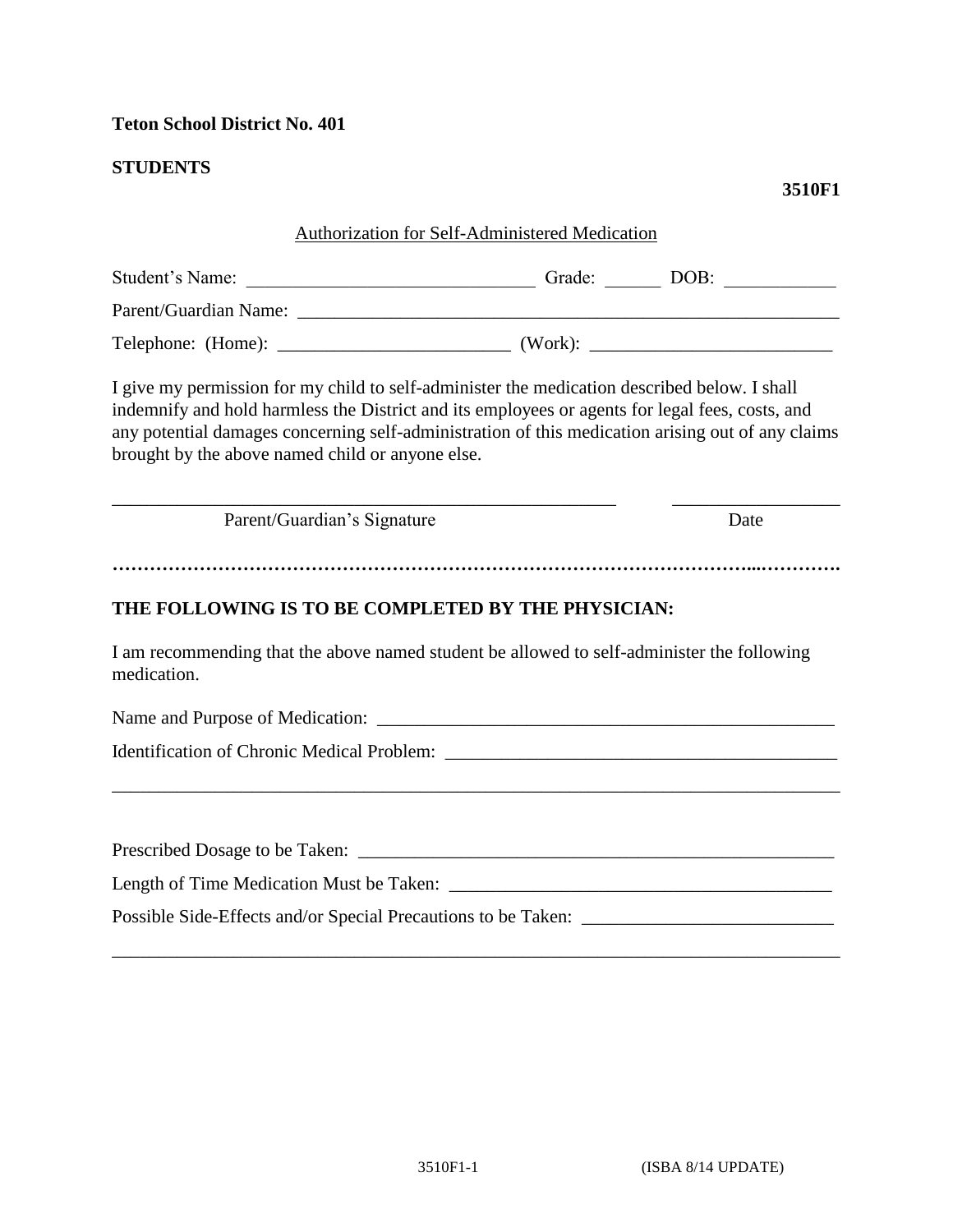**Teton School District No. 401**

**STUDENTS**

**3510F1**

Authorization for Self-Administered Medication

Student's Name: _______________________________ Grade: ______ DOB: ____________

Parent/Guardian Name: ___________________________________________________________

Telephone: (Home): _________________________ (Work): __________________________

I give my permission for my child to self-administer the medication described below. I shall indemnify and hold harmless the District and its employees or agents for legal fees, costs, and any potential damages concerning self-administration of this medication arising out of any claims brought by the above named child or anyone else.

_______________________________________________________ __________________

Parent/Guardian's Signature Date

**……………………………………………………………………………………………...………….**

**THE FOLLOWING IS TO BE COMPLETED BY THE PHYSICIAN:**

I am recommending that the above named student be allowed to self-administer the following medication.

Name and Purpose of Medication: ___________________________________________________

Identification of Chronic Medical Problem: ___________________________________________

_______________________________________________________________________________

Prescribed Dosage to be Taken: _____________________________________________________

Length of Time Medication Must be Taken: ___________________________________________

Possible Side-Effects and/or Special Precautions to be Taken: ___________________________

_______________________________________________________________________________

3510F1-1 (ISBA 8/14 UPDATE)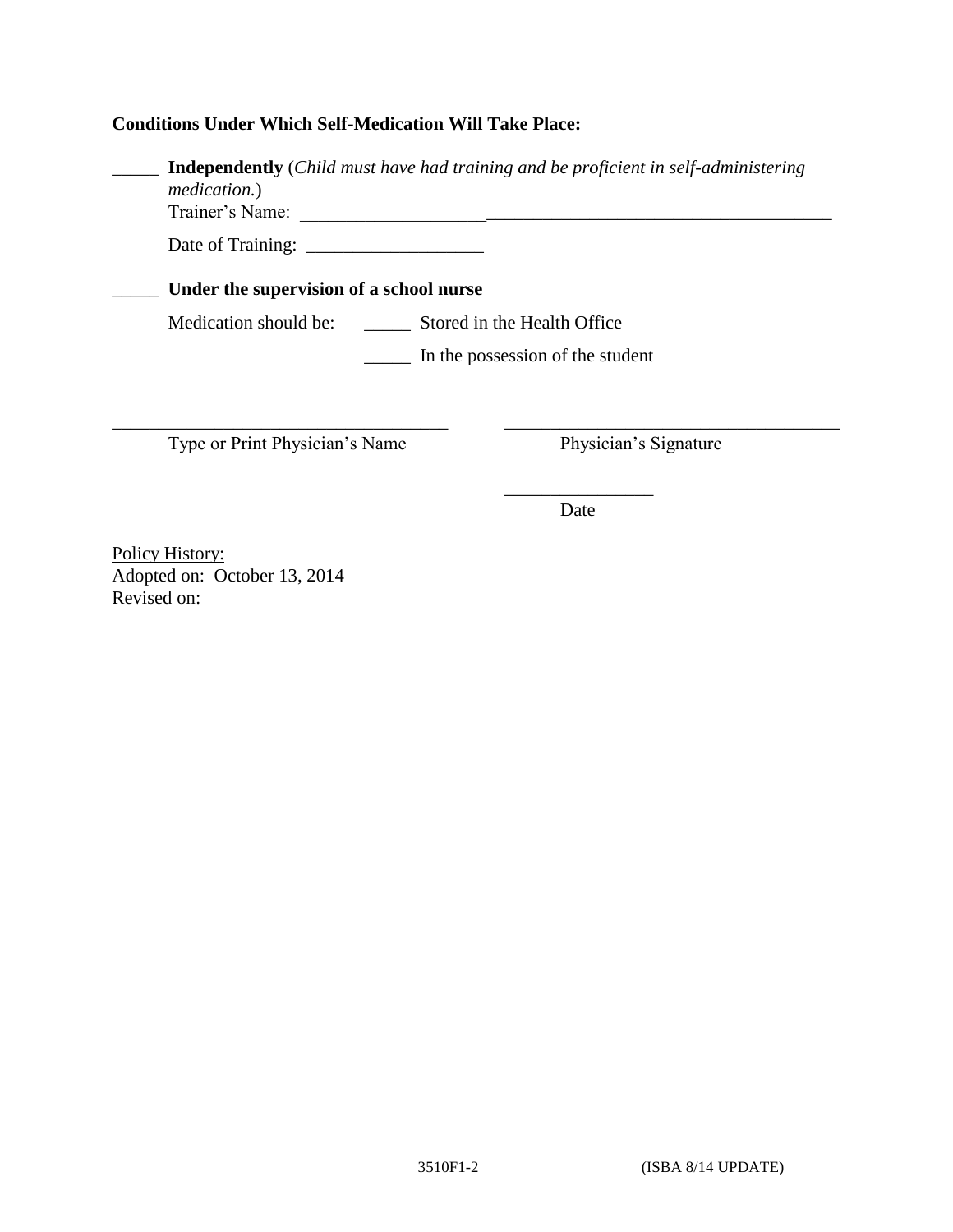**Conditions Under Which Self-Medication Will Take Place:**

_____ **Independently** (*Child must have had training and be proficient in self-administering medication.*)

Trainer's Name: ___________________________________________________________

Date of Training: ___________________

_____ **Under the supervision of a school nurse**

Medication should be: _____ Stored in the Health Office

_____ In the possession of the student

_____________________________________ _____________________________________

Type or Print Physician's Name Physician's Signature

________________

Date

Policy History:
Adopted on: October 13, 2014
Revised on:

3510F1-2 (ISBA 8/14 UPDATE)